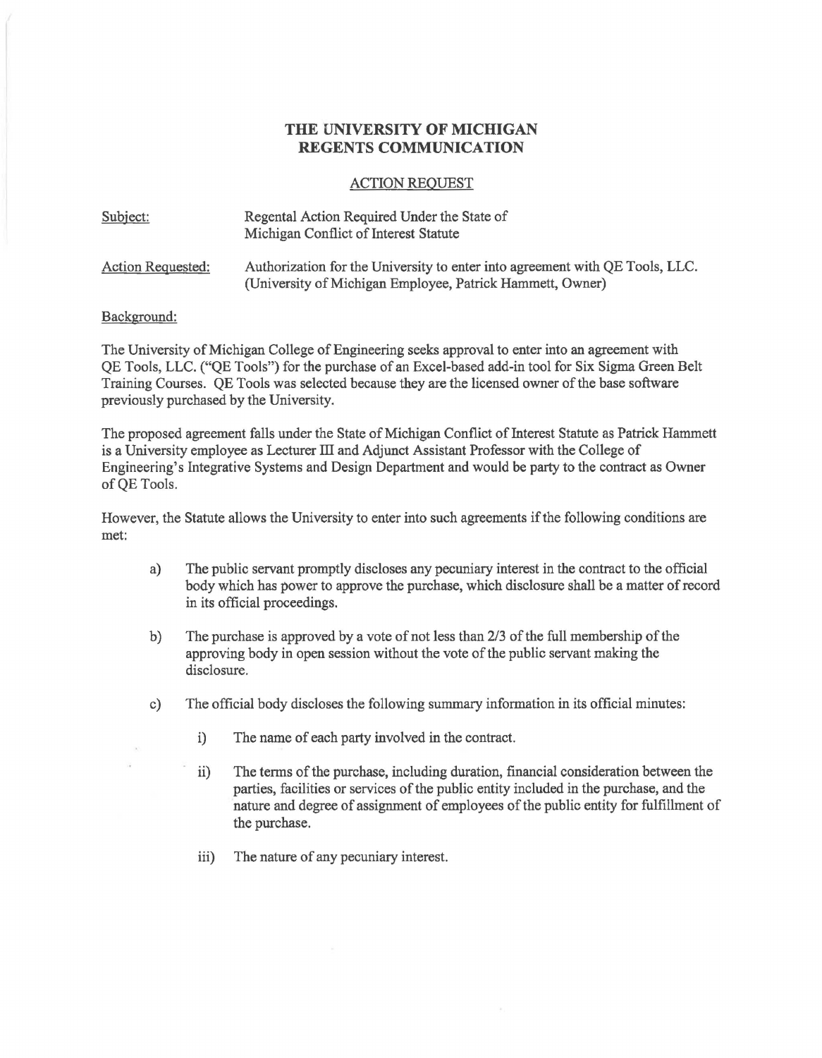# THE UNIVERSITY OF MICHIGAN
# REGENTS COMMUNICATION

## ACTION REQUEST

Subject: Regental Action Required Under the State of Michigan Conflict of Interest Statute

Action Requested: Authorization for the University to enter into agreement with QE Tools, LLC. (University of Michigan Employee, Patrick Hammett, Owner)

Background:

The University of Michigan College of Engineering seeks approval to enter into an agreement with QE Tools, LLC. ("QE Tools") for the purchase of an Excel-based add-in tool for Six Sigma Green Belt Training Courses. QE Tools was selected because they are the licensed owner of the base software previously purchased by the University.

The proposed agreement falls under the State of Michigan Conflict of Interest Statute as Patrick Hammett is a University employee as Lecturer III and Adjunct Assistant Professor with the College of Engineering's Integrative Systems and Design Department and would be party to the contract as Owner of QE Tools.

However, the Statute allows the University to enter into such agreements if the following conditions are met:

a) The public servant promptly discloses any pecuniary interest in the contract to the official body which has power to approve the purchase, which disclosure shall be a matter of record in its official proceedings.

b) The purchase is approved by a vote of not less than 2/3 of the full membership of the approving body in open session without the vote of the public servant making the disclosure.

c) The official body discloses the following summary information in its official minutes:

   i) The name of each party involved in the contract.

   ii) The terms of the purchase, including duration, financial consideration between the parties, facilities or services of the public entity included in the purchase, and the nature and degree of assignment of employees of the public entity for fulfillment of the purchase.

   iii) The nature of any pecuniary interest.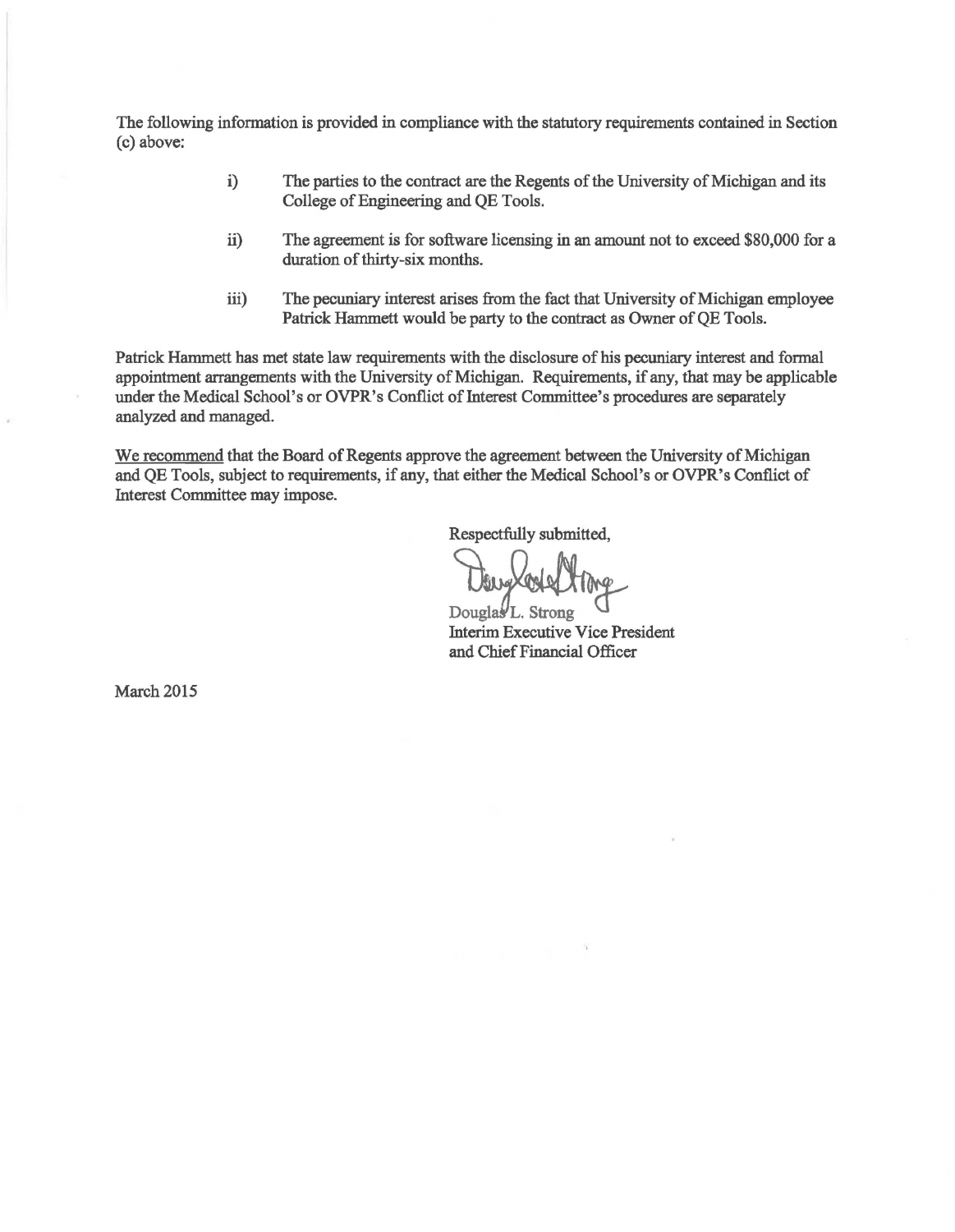The following information is provided in compliance with the statutory requirements contained in Section (c) above:

i) The parties to the contract are the Regents of the University of Michigan and its College of Engineering and QE Tools.

ii) The agreement is for software licensing in an amount not to exceed $80,000 for a duration of thirty-six months.

iii) The pecuniary interest arises from the fact that University of Michigan employee Patrick Hammett would be party to the contract as Owner of QE Tools.

Patrick Hammett has met state law requirements with the disclosure of his pecuniary interest and formal appointment arrangements with the University of Michigan. Requirements, if any, that may be applicable under the Medical School's or OVPR's Conflict of Interest Committee's procedures are separately analyzed and managed.

We recommend that the Board of Regents approve the agreement between the University of Michigan and QE Tools, subject to requirements, if any, that either the Medical School's or OVPR's Conflict of Interest Committee may impose.

Respectfully submitted,

Douglas L. Strong
Interim Executive Vice President
and Chief Financial Officer

March 2015